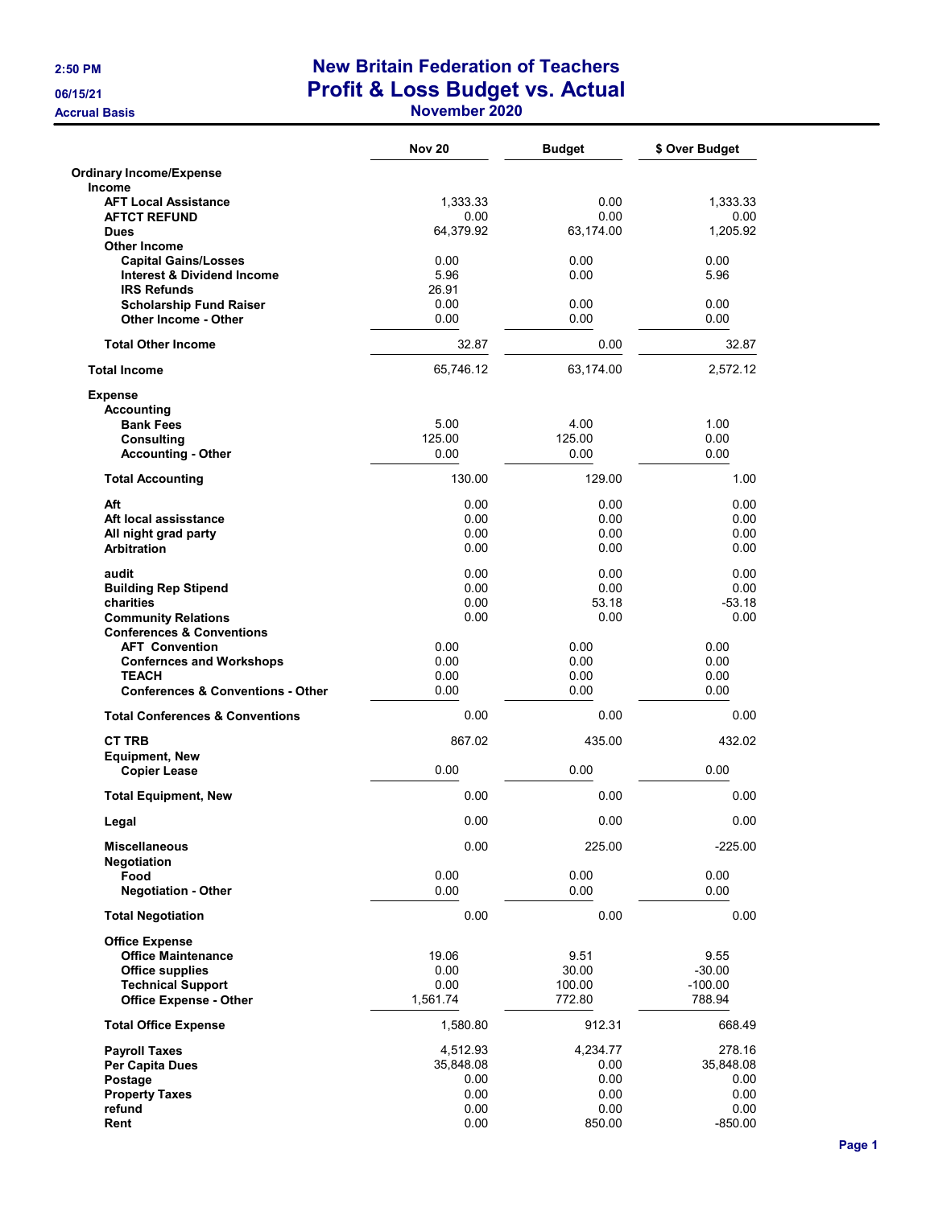# New Britain Federation of Teachers

## Profit & Loss Budget vs. Actual

### November 2020

2:50 PM
06/15/21
Accrual Basis

| | Nov 20 | Budget | $ Over Budget |
|---|---|---|---|
| **Ordinary Income/Expense** | | | |
| **Income** | | | |
| AFT Local Assistance | 1,333.33 | 0.00 | 1,333.33 |
| AFTCT REFUND | 0.00 | 0.00 | 0.00 |
| Dues | 64,379.92 | 63,174.00 | 1,205.92 |
| Other Income | | | |
| Capital Gains/Losses | 0.00 | 0.00 | 0.00 |
| Interest & Dividend Income | 5.96 | 0.00 | 5.96 |
| IRS Refunds | 26.91 | | |
| Scholarship Fund Raiser | 0.00 | 0.00 | 0.00 |
| Other Income - Other | 0.00 | 0.00 | 0.00 |
| **Total Other Income** | 32.87 | 0.00 | 32.87 |
| **Total Income** | 65,746.12 | 63,174.00 | 2,572.12 |
| **Expense** | | | |
| Accounting | | | |
| Bank Fees | 5.00 | 4.00 | 1.00 |
| Consulting | 125.00 | 125.00 | 0.00 |
| Accounting - Other | 0.00 | 0.00 | 0.00 |
| **Total Accounting** | 130.00 | 129.00 | 1.00 |
| Aft | 0.00 | 0.00 | 0.00 |
| Aft local assisstance | 0.00 | 0.00 | 0.00 |
| All night grad party | 0.00 | 0.00 | 0.00 |
| Arbitration | 0.00 | 0.00 | 0.00 |
| audit | 0.00 | 0.00 | 0.00 |
| Building Rep Stipend | 0.00 | 0.00 | 0.00 |
| charities | 0.00 | 53.18 | -53.18 |
| Community Relations | 0.00 | 0.00 | 0.00 |
| Conferences & Conventions | | | |
| AFT Convention | 0.00 | 0.00 | 0.00 |
| Confernces and Workshops | 0.00 | 0.00 | 0.00 |
| TEACH | 0.00 | 0.00 | 0.00 |
| Conferences & Conventions - Other | 0.00 | 0.00 | 0.00 |
| **Total Conferences & Conventions** | 0.00 | 0.00 | 0.00 |
| CT TRB | 867.02 | 435.00 | 432.02 |
| Equipment, New | | | |
| Copier Lease | 0.00 | 0.00 | 0.00 |
| **Total Equipment, New** | 0.00 | 0.00 | 0.00 |
| Legal | 0.00 | 0.00 | 0.00 |
| Miscellaneous | 0.00 | 225.00 | -225.00 |
| Negotiation | | | |
| Food | 0.00 | 0.00 | 0.00 |
| Negotiation - Other | 0.00 | 0.00 | 0.00 |
| **Total Negotiation** | 0.00 | 0.00 | 0.00 |
| Office Expense | | | |
| Office Maintenance | 19.06 | 9.51 | 9.55 |
| Office supplies | 0.00 | 30.00 | -30.00 |
| Technical Support | 0.00 | 100.00 | -100.00 |
| Office Expense - Other | 1,561.74 | 772.80 | 788.94 |
| **Total Office Expense** | 1,580.80 | 912.31 | 668.49 |
| Payroll Taxes | 4,512.93 | 4,234.77 | 278.16 |
| Per Capita Dues | 35,848.08 | 0.00 | 35,848.08 |
| Postage | 0.00 | 0.00 | 0.00 |
| Property Taxes | 0.00 | 0.00 | 0.00 |
| refund | 0.00 | 0.00 | 0.00 |
| Rent | 0.00 | 850.00 | -850.00 |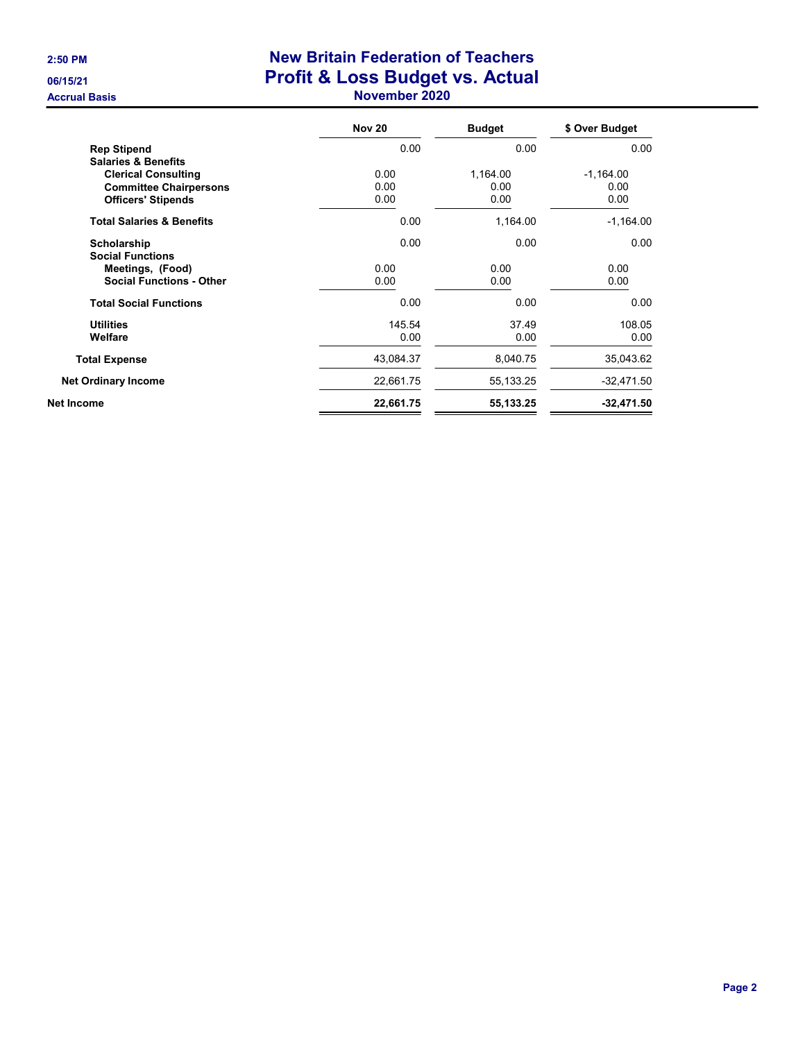# New Britain Federation of Teachers
## Profit & Loss Budget vs. Actual
### November 2020

2:50 PM
06/15/21
Accrual Basis

| | Nov 20 | Budget | $ Over Budget |
|---|---|---|---|
| **Rep Stipend** | 0.00 | 0.00 | 0.00 |
| **Salaries & Benefits** | | | |
| **Clerical Consulting** | 0.00 | 1,164.00 | -1,164.00 |
| **Committee Chairpersons** | 0.00 | 0.00 | 0.00 |
| **Officers' Stipends** | 0.00 | 0.00 | 0.00 |
| **Total Salaries & Benefits** | 0.00 | 1,164.00 | -1,164.00 |
| **Scholarship** | 0.00 | 0.00 | 0.00 |
| **Social Functions** | | | |
| **Meetings, (Food)** | 0.00 | 0.00 | 0.00 |
| **Social Functions - Other** | 0.00 | 0.00 | 0.00 |
| **Total Social Functions** | 0.00 | 0.00 | 0.00 |
| **Utilities** | 145.54 | 37.49 | 108.05 |
| **Welfare** | 0.00 | 0.00 | 0.00 |
| **Total Expense** | 43,084.37 | 8,040.75 | 35,043.62 |
| **Net Ordinary Income** | 22,661.75 | 55,133.25 | -32,471.50 |
| **Net Income** | **22,661.75** | **55,133.25** | **-32,471.50** |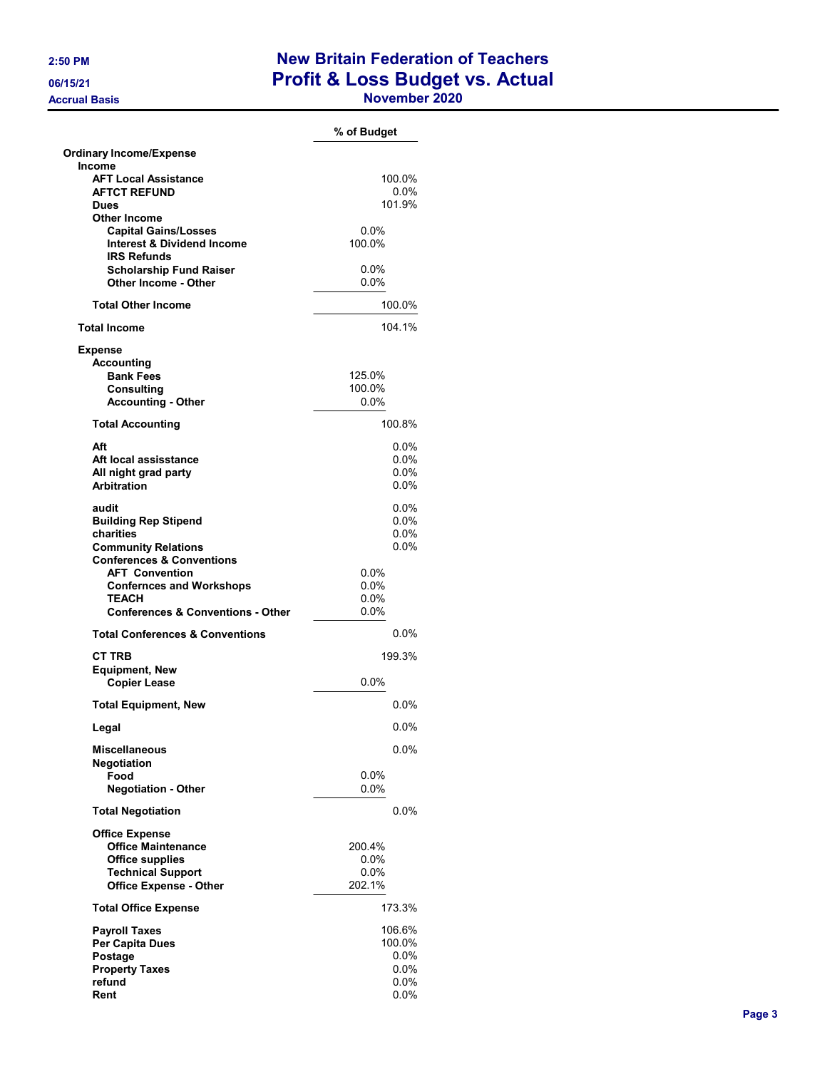# New Britain Federation of Teachers
## Profit & Loss Budget vs. Actual
### November 2020

2:50 PM
06/15/21
Accrual Basis

| | % of Budget | |
|---|---|---|
| **Ordinary Income/Expense** | | |
| **Income** | | |
| **AFT Local Assistance** | | 100.0% |
| **AFTCT REFUND** | | 0.0% |
| **Dues** | | 101.9% |
| **Other Income** | | |
| **Capital Gains/Losses** | 0.0% | |
| **Interest & Dividend Income** | 100.0% | |
| **IRS Refunds** | | |
| **Scholarship Fund Raiser** | 0.0% | |
| **Other Income - Other** | 0.0% | |
| **Total Other Income** | | 100.0% |
| **Total Income** | | 104.1% |
| **Expense** | | |
| **Accounting** | | |
| **Bank Fees** | 125.0% | |
| **Consulting** | 100.0% | |
| **Accounting - Other** | 0.0% | |
| **Total Accounting** | | 100.8% |
| **Aft** | | 0.0% |
| **Aft local assisstance** | | 0.0% |
| **All night grad party** | | 0.0% |
| **Arbitration** | | 0.0% |
| **audit** | | 0.0% |
| **Building Rep Stipend** | | 0.0% |
| **charities** | | 0.0% |
| **Community Relations** | | 0.0% |
| **Conferences & Conventions** | | |
| **AFT Convention** | 0.0% | |
| **Confernces and Workshops** | 0.0% | |
| **TEACH** | 0.0% | |
| **Conferences & Conventions - Other** | 0.0% | |
| **Total Conferences & Conventions** | | 0.0% |
| **CT TRB** | | 199.3% |
| **Equipment, New** | | |
| **Copier Lease** | 0.0% | |
| **Total Equipment, New** | | 0.0% |
| **Legal** | | 0.0% |
| **Miscellaneous** | | 0.0% |
| **Negotiation** | | |
| **Food** | 0.0% | |
| **Negotiation - Other** | 0.0% | |
| **Total Negotiation** | | 0.0% |
| **Office Expense** | | |
| **Office Maintenance** | 200.4% | |
| **Office supplies** | 0.0% | |
| **Technical Support** | 0.0% | |
| **Office Expense - Other** | 202.1% | |
| **Total Office Expense** | | 173.3% |
| **Payroll Taxes** | | 106.6% |
| **Per Capita Dues** | | 100.0% |
| **Postage** | | 0.0% |
| **Property Taxes** | | 0.0% |
| **refund** | | 0.0% |
| **Rent** | | 0.0% |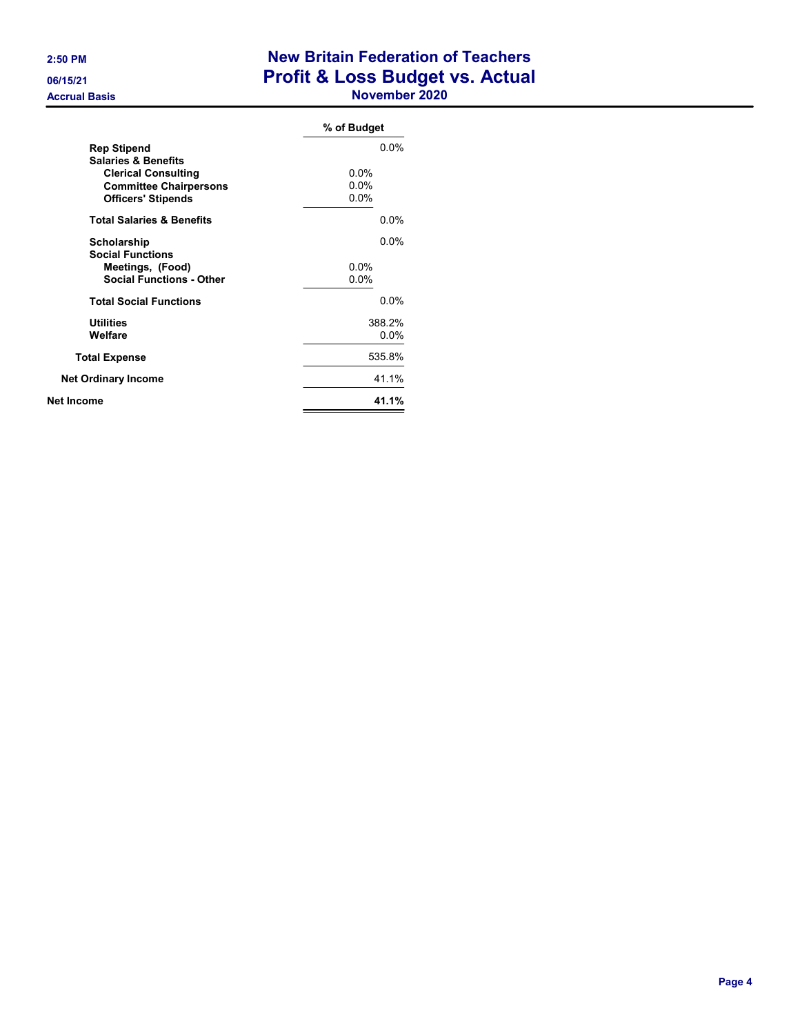# New Britain Federation of Teachers
## Profit & Loss Budget vs. Actual
### November 2020

2:50 PM
06/15/21
Accrual Basis

| | % of Budget |
|---|---|
| Rep Stipend | 0.0% |
| Salaries & Benefits | |
| Clerical Consulting | 0.0% |
| Committee Chairpersons | 0.0% |
| Officers' Stipends | 0.0% |
| Total Salaries & Benefits | 0.0% |
| Scholarship | 0.0% |
| Social Functions | |
| Meetings, (Food) | 0.0% |
| Social Functions - Other | 0.0% |
| Total Social Functions | 0.0% |
| Utilities | 388.2% |
| Welfare | 0.0% |
| Total Expense | 535.8% |
| Net Ordinary Income | 41.1% |
| **Net Income** | **41.1%** |